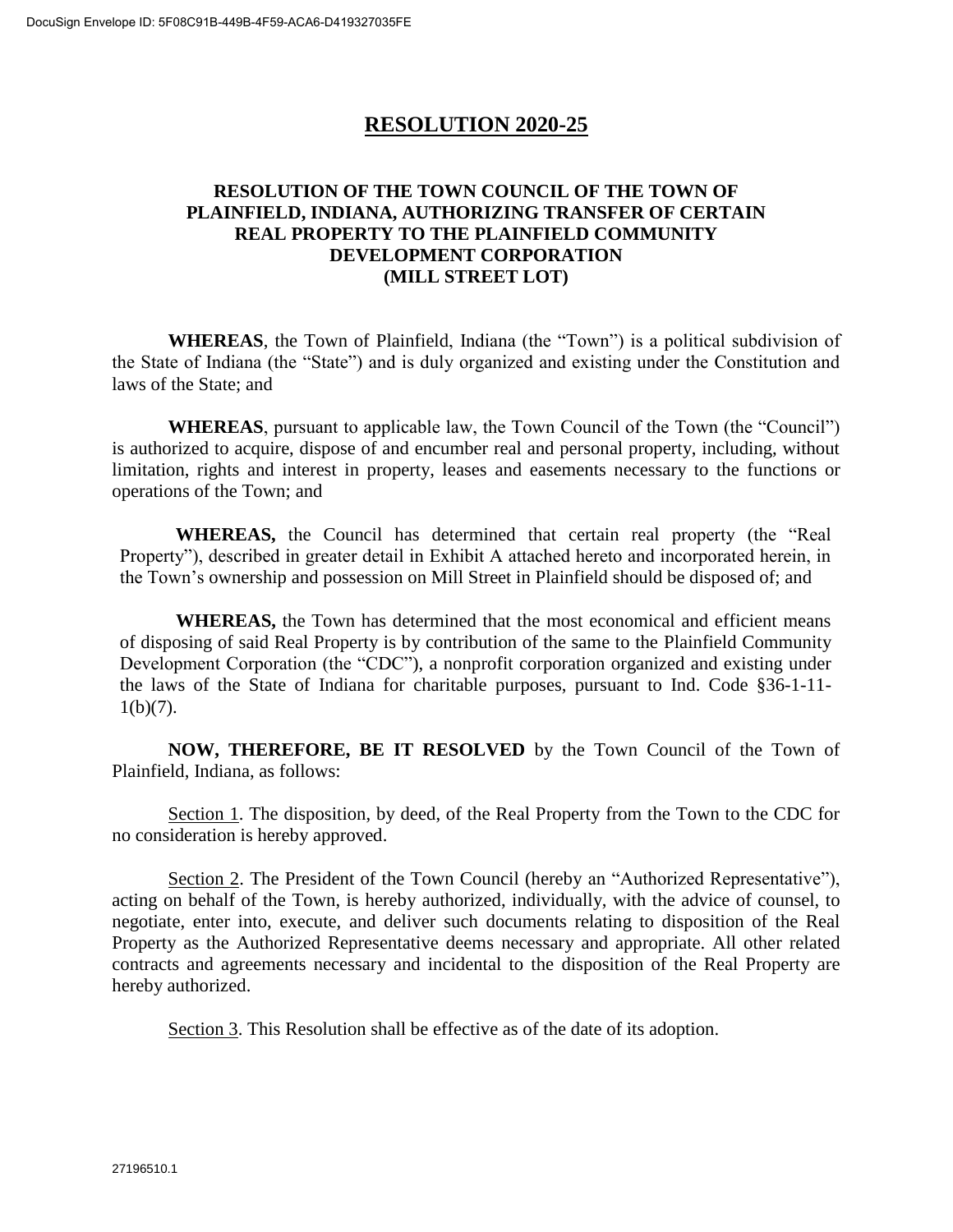# RESOLUTION 2020-25

## RESOLUTION OF THE TOWN COUNCIL OF THE TOWN OF PLAINFIELD, INDIANA, AUTHORIZING TRANSFER OF CERTAIN REAL PROPERTY TO THE PLAINFIELD COMMUNITY DEVELOPMENT CORPORATION (MILL STREET LOT)

**WHEREAS**, the Town of Plainfield, Indiana (the "Town") is a political subdivision of the State of Indiana (the "State") and is duly organized and existing under the Constitution and laws of the State; and

**WHEREAS**, pursuant to applicable law, the Town Council of the Town (the "Council") is authorized to acquire, dispose of and encumber real and personal property, including, without limitation, rights and interest in property, leases and easements necessary to the functions or operations of the Town; and

**WHEREAS,** the Council has determined that certain real property (the "Real Property"), described in greater detail in Exhibit A attached hereto and incorporated herein, in the Town's ownership and possession on Mill Street in Plainfield should be disposed of; and

**WHEREAS,** the Town has determined that the most economical and efficient means of disposing of said Real Property is by contribution of the same to the Plainfield Community Development Corporation (the "CDC"), a nonprofit corporation organized and existing under the laws of the State of Indiana for charitable purposes, pursuant to Ind. Code §36-1-11-1(b)(7).

**NOW, THEREFORE, BE IT RESOLVED** by the Town Council of the Town of Plainfield, Indiana, as follows:

Section 1. The disposition, by deed, of the Real Property from the Town to the CDC for no consideration is hereby approved.

Section 2. The President of the Town Council (hereby an "Authorized Representative"), acting on behalf of the Town, is hereby authorized, individually, with the advice of counsel, to negotiate, enter into, execute, and deliver such documents relating to disposition of the Real Property as the Authorized Representative deems necessary and appropriate. All other related contracts and agreements necessary and incidental to the disposition of the Real Property are hereby authorized.

Section 3. This Resolution shall be effective as of the date of its adoption.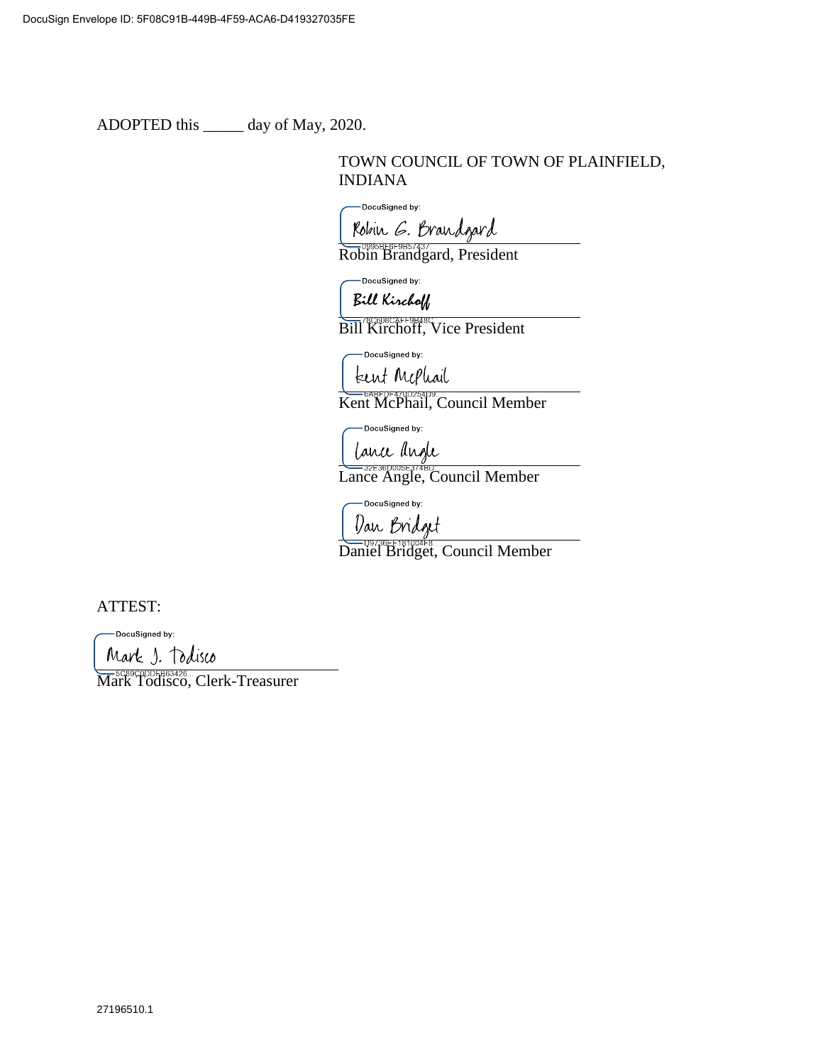ADOPTED this _____ day of May, 2020.

TOWN COUNCIL OF TOWN OF PLAINFIELD, INDIANA

DocuSigned by:
Robin G. Brandgard
0995EE6F9B57437
Robin Brandgard, President

DocuSigned by:
Bill Kirchoff
7BCB08CAFF9B48C
Bill Kirchoff, Vice President

DocuSigned by:
Kent McPhail
6ABFDF470D254D9
Kent McPhail, Council Member

DocuSigned by:
Lance Angle
32E36D005E374BD
Lance Angle, Council Member

DocuSigned by:
Dan Bridget
D9736EE181004F8
Daniel Bridget, Council Member

ATTEST:

DocuSigned by:
Mark J. Todisco
5C89C0DDEB63426
Mark Todisco, Clerk-Treasurer

27196510.1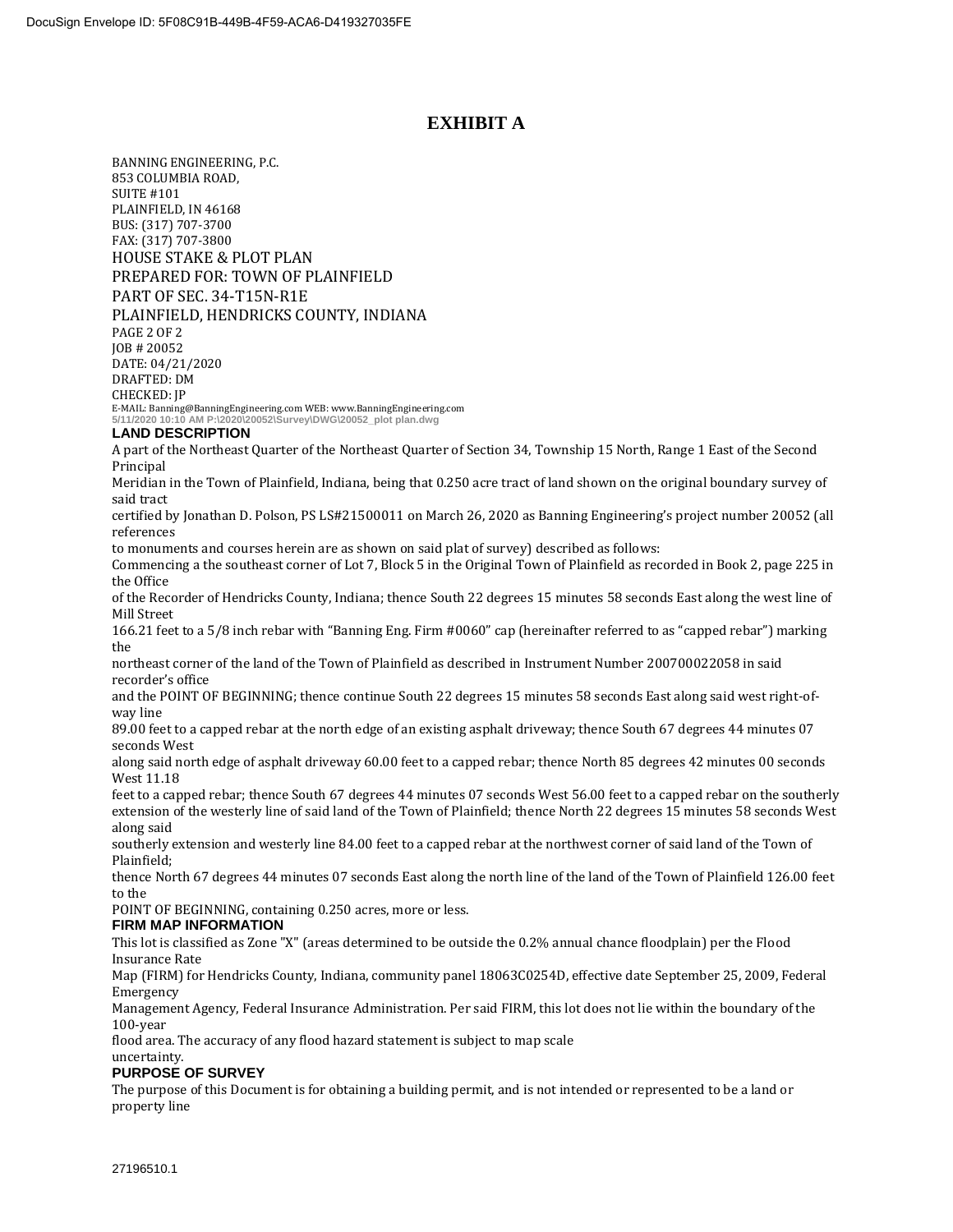# EXHIBIT A

BANNING ENGINEERING, P.C.
853 COLUMBIA ROAD,
SUITE #101
PLAINFIELD, IN 46168
BUS: (317) 707-3700
FAX: (317) 707-3800

HOUSE STAKE & PLOT PLAN
PREPARED FOR: TOWN OF PLAINFIELD
PART OF SEC. 34-T15N-R1E
PLAINFIELD, HENDRICKS COUNTY, INDIANA

PAGE 2 OF 2
JOB # 20052
DATE: 04/21/2020
DRAFTED: DM
CHECKED: JP
E-MAIL: Banning@BanningEngineering.com WEB: www.BanningEngineering.com
5/11/2020 10:10 AM P:\2020\20052\Survey\DWG\20052_plot plan.dwg

### LAND DESCRIPTION

A part of the Northeast Quarter of the Northeast Quarter of Section 34, Township 15 North, Range 1 East of the Second Principal Meridian in the Town of Plainfield, Indiana, being that 0.250 acre tract of land shown on the original boundary survey of said tract certified by Jonathan D. Polson, PS LS#21500011 on March 26, 2020 as Banning Engineering's project number 20052 (all references to monuments and courses herein are as shown on said plat of survey) described as follows:

Commencing a the southeast corner of Lot 7, Block 5 in the Original Town of Plainfield as recorded in Book 2, page 225 in the Office of the Recorder of Hendricks County, Indiana; thence South 22 degrees 15 minutes 58 seconds East along the west line of Mill Street 166.21 feet to a 5/8 inch rebar with "Banning Eng. Firm #0060" cap (hereinafter referred to as "capped rebar") marking the northeast corner of the land of the Town of Plainfield as described in Instrument Number 200700022058 in said recorder's office and the POINT OF BEGINNING; thence continue South 22 degrees 15 minutes 58 seconds East along said west right-of-way line 89.00 feet to a capped rebar at the north edge of an existing asphalt driveway; thence South 67 degrees 44 minutes 07 seconds West along said north edge of asphalt driveway 60.00 feet to a capped rebar; thence North 85 degrees 42 minutes 00 seconds West 11.18 feet to a capped rebar; thence South 67 degrees 44 minutes 07 seconds West 56.00 feet to a capped rebar on the southerly extension of the westerly line of said land of the Town of Plainfield; thence North 22 degrees 15 minutes 58 seconds West along said southerly extension and westerly line 84.00 feet to a capped rebar at the northwest corner of said land of the Town of Plainfield; thence North 67 degrees 44 minutes 07 seconds East along the north line of the land of the Town of Plainfield 126.00 feet to the POINT OF BEGINNING, containing 0.250 acres, more or less.

### FIRM MAP INFORMATION

This lot is classified as Zone "X" (areas determined to be outside the 0.2% annual chance floodplain) per the Flood Insurance Rate Map (FIRM) for Hendricks County, Indiana, community panel 18063C0254D, effective date September 25, 2009, Federal Emergency Management Agency, Federal Insurance Administration. Per said FIRM, this lot does not lie within the boundary of the 100-year flood area. The accuracy of any flood hazard statement is subject to map scale uncertainty.

### PURPOSE OF SURVEY

The purpose of this Document is for obtaining a building permit, and is not intended or represented to be a land or property line

27196510.1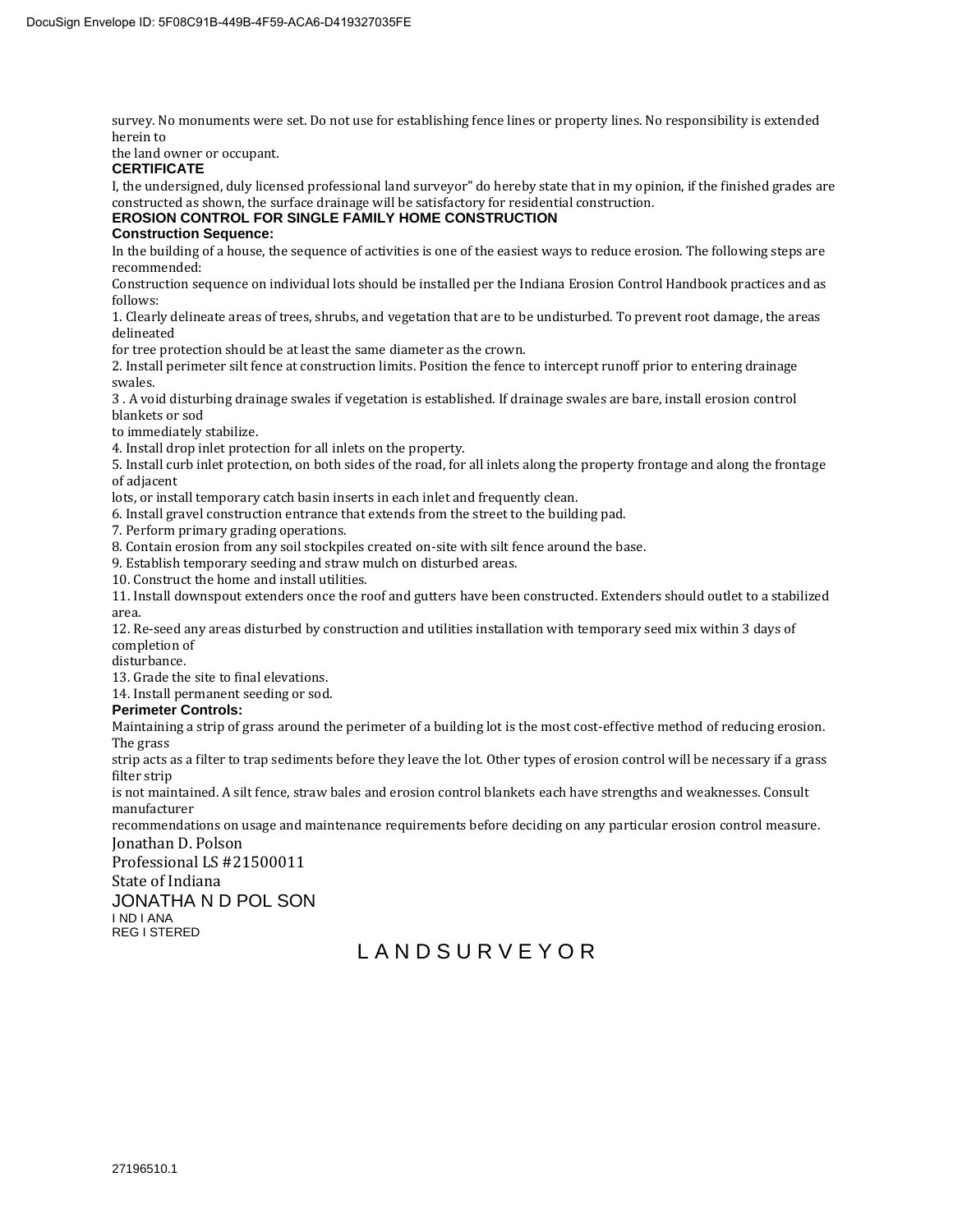survey. No monuments were set. Do not use for establishing fence lines or property lines. No responsibility is extended herein to the land owner or occupant.

**CERTIFICATE**

I, the undersigned, duly licensed professional land surveyor" do hereby state that in my opinion, if the finished grades are constructed as shown, the surface drainage will be satisfactory for residential construction.

**EROSION CONTROL FOR SINGLE FAMILY HOME CONSTRUCTION**

**Construction Sequence:**

In the building of a house, the sequence of activities is one of the easiest ways to reduce erosion. The following steps are recommended:

Construction sequence on individual lots should be installed per the Indiana Erosion Control Handbook practices and as follows:

1. Clearly delineate areas of trees, shrubs, and vegetation that are to be undisturbed. To prevent root damage, the areas delineated for tree protection should be at least the same diameter as the crown.
2. Install perimeter silt fence at construction limits. Position the fence to intercept runoff prior to entering drainage swales.
3. A void disturbing drainage swales if vegetation is established. If drainage swales are bare, install erosion control blankets or sod to immediately stabilize.
4. Install drop inlet protection for all inlets on the property.
5. Install curb inlet protection, on both sides of the road, for all inlets along the property frontage and along the frontage of adjacent lots, or install temporary catch basin inserts in each inlet and frequently clean.
6. Install gravel construction entrance that extends from the street to the building pad.
7. Perform primary grading operations.
8. Contain erosion from any soil stockpiles created on-site with silt fence around the base.
9. Establish temporary seeding and straw mulch on disturbed areas.
10. Construct the home and install utilities.
11. Install downspout extenders once the roof and gutters have been constructed. Extenders should outlet to a stabilized area.
12. Re-seed any areas disturbed by construction and utilities installation with temporary seed mix within 3 days of completion of disturbance.
13. Grade the site to final elevations.
14. Install permanent seeding or sod.

**Perimeter Controls:**

Maintaining a strip of grass around the perimeter of a building lot is the most cost-effective method of reducing erosion. The grass strip acts as a filter to trap sediments before they leave the lot. Other types of erosion control will be necessary if a grass filter strip is not maintained. A silt fence, straw bales and erosion control blankets each have strengths and weaknesses. Consult manufacturer recommendations on usage and maintenance requirements before deciding on any particular erosion control measure.

Jonathan D. Polson
Professional LS #21500011
State of Indiana

JONATHA N D POL SON
I ND I ANA
REG I STERED
L A N D S U R V E Y O R

27196510.1